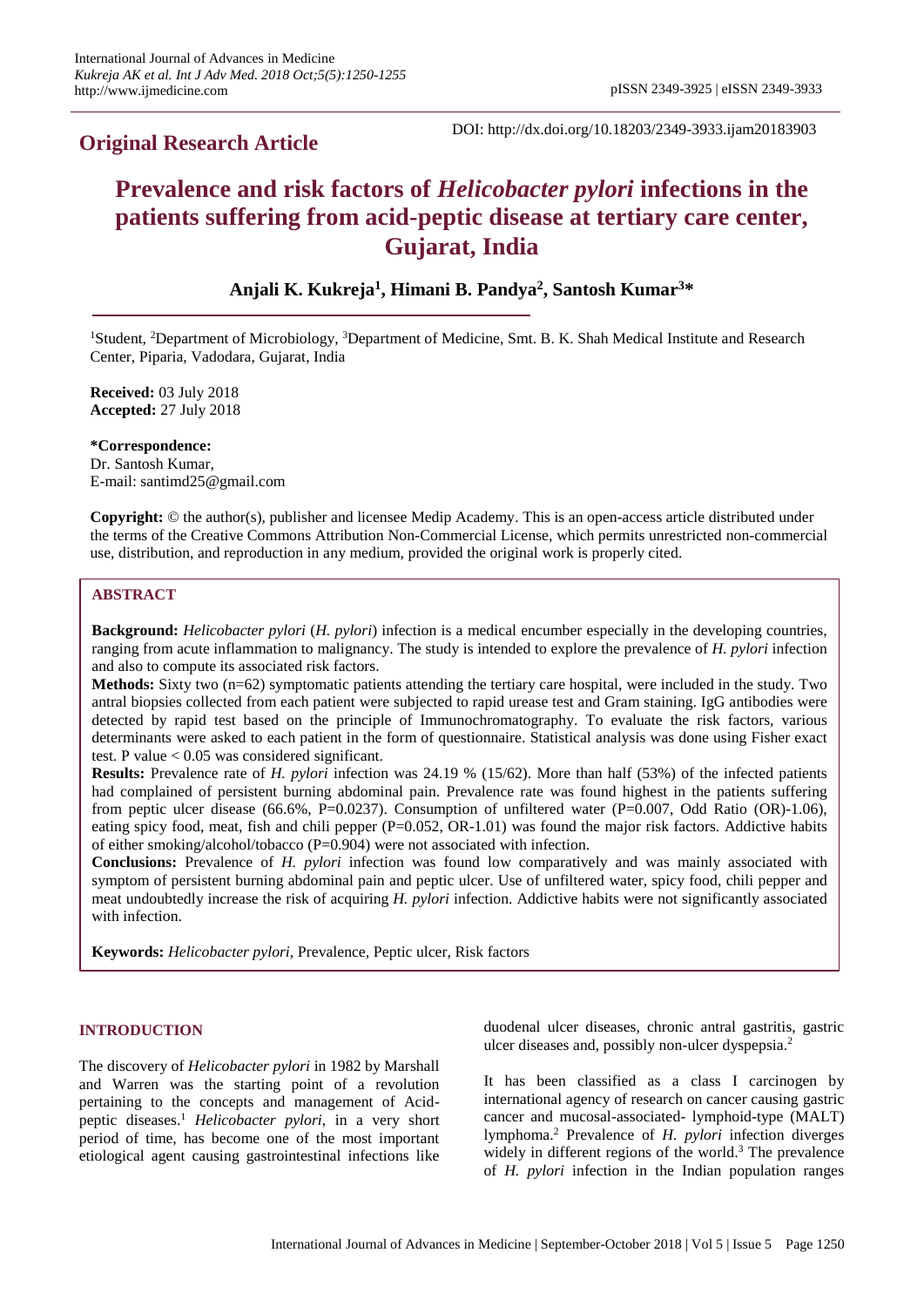**Original Research Article**

DOI: http://dx.doi.org/10.18203/2349-3933.ijam20183903

# Prevalence and risk factors of *Helicobacter pylori* infections in the patients suffering from acid-peptic disease at tertiary care center, Gujarat, India

**Anjali K. Kukreja[1], Himani B. Pandya[2], Santosh Kumar[3]***

[1]Student, [2]Department of Microbiology, [3]Department of Medicine, Smt. B. K. Shah Medical Institute and Research Center, Piparia, Vadodara, Gujarat, India

**Received:** 03 July 2018
**Accepted:** 27 July 2018

***Correspondence:**
Dr. Santosh Kumar,
E-mail: santimd25@gmail.com

**Copyright:** © the author(s), publisher and licensee Medip Academy. This is an open-access article distributed under the terms of the Creative Commons Attribution Non-Commercial License, which permits unrestricted non-commercial use, distribution, and reproduction in any medium, provided the original work is properly cited.

## ABSTRACT

**Background:** *Helicobacter pylori* (*H. pylori*) infection is a medical encumber especially in the developing countries, ranging from acute inflammation to malignancy. The study is intended to explore the prevalence of *H. pylori* infection and also to compute its associated risk factors.

**Methods:** Sixty two (n=62) symptomatic patients attending the tertiary care hospital, were included in the study. Two antral biopsies collected from each patient were subjected to rapid urease test and Gram staining. IgG antibodies were detected by rapid test based on the principle of Immunochromatography. To evaluate the risk factors, various determinants were asked to each patient in the form of questionnaire. Statistical analysis was done using Fisher exact test. P value < 0.05 was considered significant.

**Results:** Prevalence rate of *H. pylori* infection was 24.19 % (15/62). More than half (53%) of the infected patients had complained of persistent burning abdominal pain. Prevalence rate was found highest in the patients suffering from peptic ulcer disease (66.6%, P=0.0237). Consumption of unfiltered water (P=0.007, Odd Ratio (OR)-1.06), eating spicy food, meat, fish and chili pepper (P=0.052, OR-1.01) was found the major risk factors. Addictive habits of either smoking/alcohol/tobacco (P=0.904) were not associated with infection.

**Conclusions:** Prevalence of *H. pylori* infection was found low comparatively and was mainly associated with symptom of persistent burning abdominal pain and peptic ulcer. Use of unfiltered water, spicy food, chili pepper and meat undoubtedly increase the risk of acquiring *H. pylori* infection. Addictive habits were not significantly associated with infection.

**Keywords:** *Helicobacter pylori*, Prevalence, Peptic ulcer, Risk factors

## INTRODUCTION

The discovery of *Helicobacter pylori* in 1982 by Marshall and Warren was the starting point of a revolution pertaining to the concepts and management of Acid-peptic diseases.[1] *Helicobacter pylori*, in a very short period of time, has become one of the most important etiological agent causing gastrointestinal infections like duodenal ulcer diseases, chronic antral gastritis, gastric ulcer diseases and, possibly non-ulcer dyspepsia.[2]

It has been classified as a class I carcinogen by international agency of research on cancer causing gastric cancer and mucosal-associated- lymphoid-type (MALT) lymphoma.[2] Prevalence of *H. pylori* infection diverges widely in different regions of the world.[3] The prevalence of *H. pylori* infection in the Indian population ranges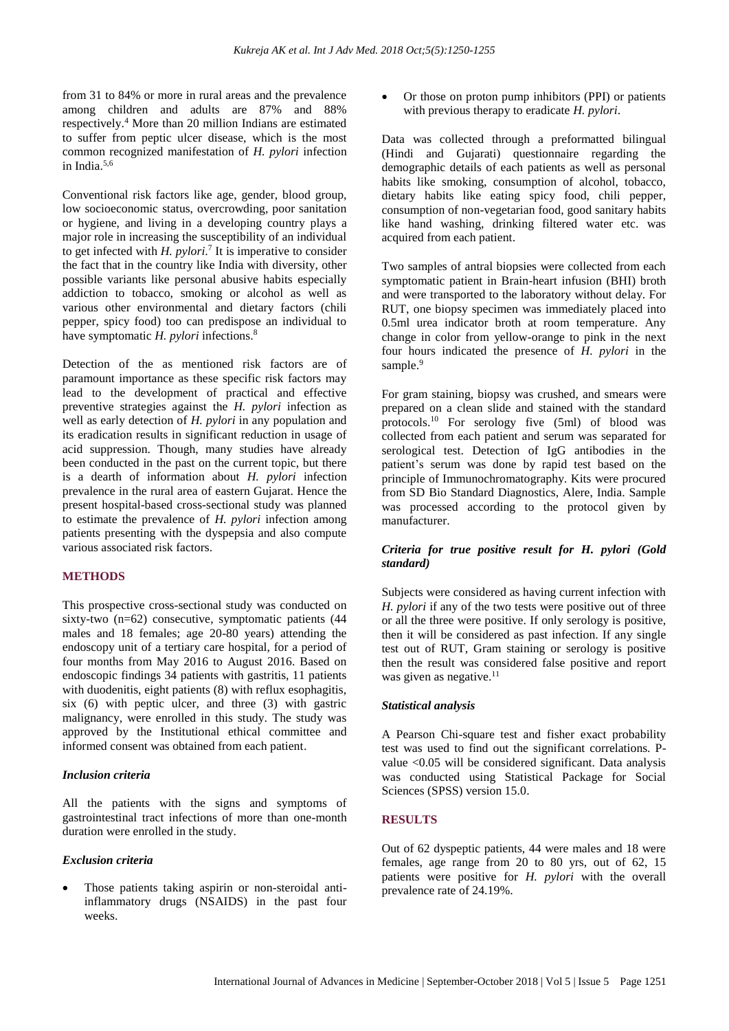from 31 to 84% or more in rural areas and the prevalence among children and adults are 87% and 88% respectively.[4] More than 20 million Indians are estimated to suffer from peptic ulcer disease, which is the most common recognized manifestation of *H. pylori* infection in India.[5,6]

Conventional risk factors like age, gender, blood group, low socioeconomic status, overcrowding, poor sanitation or hygiene, and living in a developing country plays a major role in increasing the susceptibility of an individual to get infected with *H. pylori*.[7] It is imperative to consider the fact that in the country like India with diversity, other possible variants like personal abusive habits especially addiction to tobacco, smoking or alcohol as well as various other environmental and dietary factors (chili pepper, spicy food) too can predispose an individual to have symptomatic *H. pylori* infections.[8]

Detection of the as mentioned risk factors are of paramount importance as these specific risk factors may lead to the development of practical and effective preventive strategies against the *H. pylori* infection as well as early detection of *H. pylori* in any population and its eradication results in significant reduction in usage of acid suppression. Though, many studies have already been conducted in the past on the current topic, but there is a dearth of information about *H. pylori* infection prevalence in the rural area of eastern Gujarat. Hence the present hospital-based cross-sectional study was planned to estimate the prevalence of *H. pylori* infection among patients presenting with the dyspepsia and also compute various associated risk factors.

## METHODS

This prospective cross-sectional study was conducted on sixty-two (n=62) consecutive, symptomatic patients (44 males and 18 females; age 20-80 years) attending the endoscopy unit of a tertiary care hospital, for a period of four months from May 2016 to August 2016. Based on endoscopic findings 34 patients with gastritis, 11 patients with duodenitis, eight patients (8) with reflux esophagitis, six (6) with peptic ulcer, and three (3) with gastric malignancy, were enrolled in this study. The study was approved by the Institutional ethical committee and informed consent was obtained from each patient.

### *Inclusion criteria*

All the patients with the signs and symptoms of gastrointestinal tract infections of more than one-month duration were enrolled in the study.

### *Exclusion criteria*

- Those patients taking aspirin or non-steroidal anti-inflammatory drugs (NSAIDS) in the past four weeks.
- Or those on proton pump inhibitors (PPI) or patients with previous therapy to eradicate *H. pylori*.

Data was collected through a preformatted bilingual (Hindi and Gujarati) questionnaire regarding the demographic details of each patients as well as personal habits like smoking, consumption of alcohol, tobacco, dietary habits like eating spicy food, chili pepper, consumption of non-vegetarian food, good sanitary habits like hand washing, drinking filtered water etc. was acquired from each patient.

Two samples of antral biopsies were collected from each symptomatic patient in Brain-heart infusion (BHI) broth and were transported to the laboratory without delay. For RUT, one biopsy specimen was immediately placed into 0.5ml urea indicator broth at room temperature. Any change in color from yellow-orange to pink in the next four hours indicated the presence of *H. pylori* in the sample.[9]

For gram staining, biopsy was crushed, and smears were prepared on a clean slide and stained with the standard protocols.[10] For serology five (5ml) of blood was collected from each patient and serum was separated for serological test. Detection of IgG antibodies in the patient's serum was done by rapid test based on the principle of Immunochromatography. Kits were procured from SD Bio Standard Diagnostics, Alere, India. Sample was processed according to the protocol given by manufacturer.

### *Criteria for true positive result for H. pylori (Gold standard)*

Subjects were considered as having current infection with *H. pylori* if any of the two tests were positive out of three or all the three were positive. If only serology is positive, then it will be considered as past infection. If any single test out of RUT, Gram staining or serology is positive then the result was considered false positive and report was given as negative.[11]

### *Statistical analysis*

A Pearson Chi-square test and fisher exact probability test was used to find out the significant correlations. P-value <0.05 will be considered significant. Data analysis was conducted using Statistical Package for Social Sciences (SPSS) version 15.0.

## RESULTS

Out of 62 dyspeptic patients, 44 were males and 18 were females, age range from 20 to 80 yrs, out of 62, 15 patients were positive for *H. pylori* with the overall prevalence rate of 24.19%.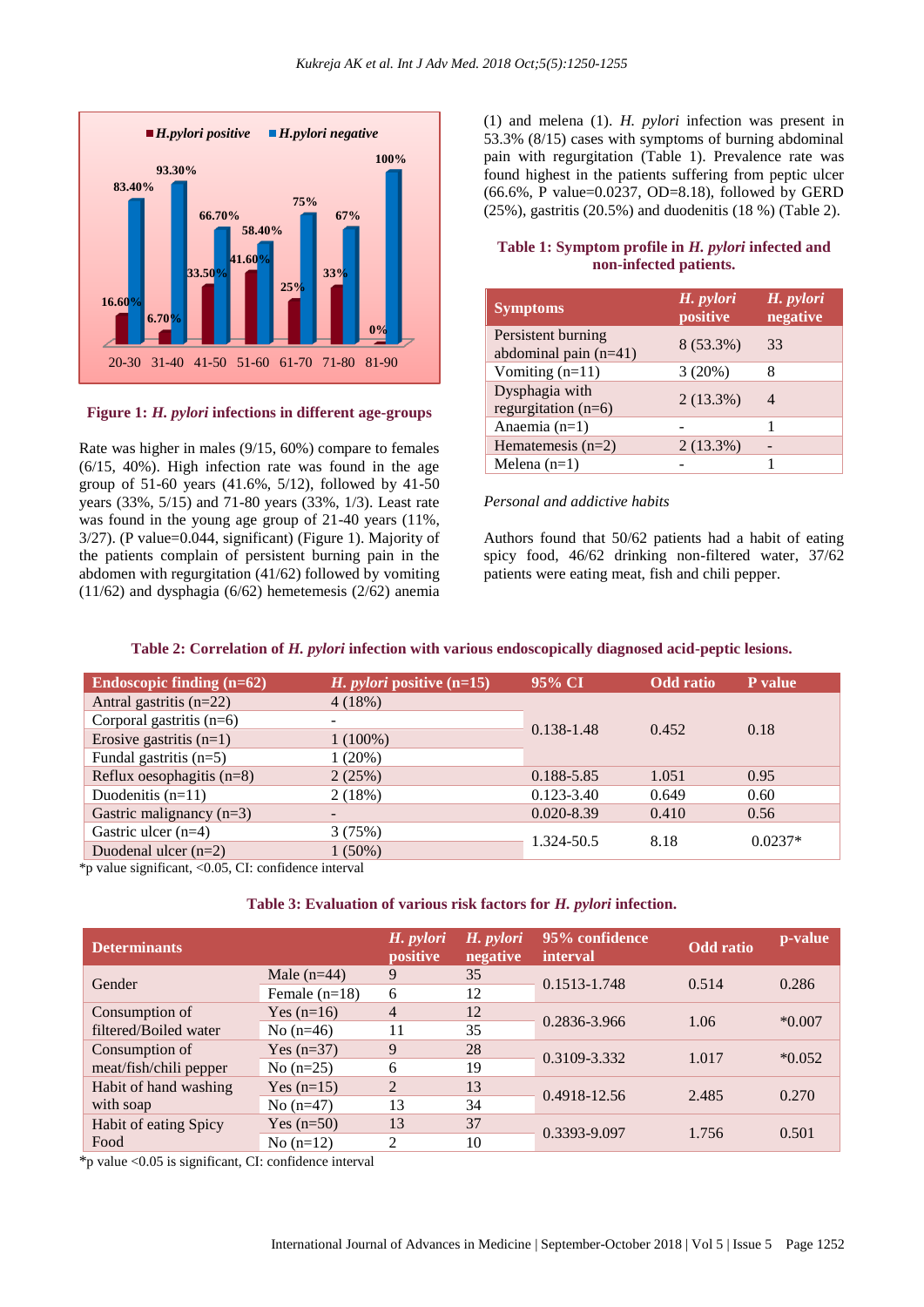**Figure 1: *H. pylori* infections in different age-groups**

Rate was higher in males (9/15, 60%) compare to females (6/15, 40%). High infection rate was found in the age group of 51-60 years (41.6%, 5/12), followed by 41-50 years (33%, 5/15) and 71-80 years (33%, 1/3). Least rate was found in the young age group of 21-40 years (11%, 3/27). (P value=0.044, significant) (Figure 1). Majority of the patients complain of persistent burning pain in the abdomen with regurgitation (41/62) followed by vomiting (11/62) and dysphagia (6/62) hemetemesis (2/62) anemia (1) and melena (1). *H. pylori* infection was present in 53.3% (8/15) cases with symptoms of burning abdominal pain with regurgitation (Table 1). Prevalence rate was found highest in the patients suffering from peptic ulcer (66.6%, P value=0.0237, OD=8.18), followed by GERD (25%), gastritis (20.5%) and duodenitis (18 %) (Table 2).

**Table 1: Symptom profile in *H. pylori* infected and non-infected patients.**

| Symptoms | *H. pylori* positive | *H. pylori* negative |
|---|---|---|
| Persistent burning abdominal pain (n=41) | 8 (53.3%) | 33 |
| Vomiting (n=11) | 3 (20%) | 8 |
| Dysphagia with regurgitation (n=6) | 2 (13.3%) | 4 |
| Anaemia (n=1) | - | 1 |
| Hematemesis (n=2) | 2 (13.3%) | - |
| Melena (n=1) | - | 1 |

*Personal and addictive habits*

Authors found that 50/62 patients had a habit of eating spicy food, 46/62 drinking non-filtered water, 37/62 patients were eating meat, fish and chili pepper.

**Table 2: Correlation of *H. pylori* infection with various endoscopically diagnosed acid-peptic lesions.**

| Endoscopic finding (n=62) | *H. pylori* positive (n=15) | 95% CI | Odd ratio | P value |
|---|---|---|---|---|
| Antral gastritis (n=22) | 4 (18%) | 0.138-1.48 | 0.452 | 0.18 |
| Corporal gastritis (n=6) | - | | | |
| Erosive gastritis (n=1) | 1 (100%) | | | |
| Fundal gastritis (n=5) | 1 (20%) | | | |
| Reflux oesophagitis (n=8) | 2 (25%) | 0.188-5.85 | 1.051 | 0.95 |
| Duodenitis (n=11) | 2 (18%) | 0.123-3.40 | 0.649 | 0.60 |
| Gastric malignancy (n=3) | - | 0.020-8.39 | 0.410 | 0.56 |
| Gastric ulcer (n=4) | 3 (75%) | 1.324-50.5 | 8.18 | 0.0237* |
| Duodenal ulcer (n=2) | 1 (50%) | | | |

*p value significant, <0.05, CI: confidence interval

**Table 3: Evaluation of various risk factors for *H. pylori* infection.**

| Determinants | | *H. pylori* positive | *H. pylori* negative | 95% confidence interval | Odd ratio | p-value |
|---|---|---|---|---|---|---|
| Gender | Male (n=44) | 9 | 35 | 0.1513-1.748 | 0.514 | 0.286 |
| | Female (n=18) | 6 | 12 | | | |
| Consumption of filtered/Boiled water | Yes (n=16) | 4 | 12 | 0.2836-3.966 | 1.06 | *0.007 |
| | No (n=46) | 11 | 35 | | | |
| Consumption of meat/fish/chili pepper | Yes (n=37) | 9 | 28 | 0.3109-3.332 | 1.017 | *0.052 |
| | No (n=25) | 6 | 19 | | | |
| Habit of hand washing with soap | Yes (n=15) | 2 | 13 | 0.4918-12.56 | 2.485 | 0.270 |
| | No (n=47) | 13 | 34 | | | |
| Habit of eating Spicy Food | Yes (n=50) | 13 | 37 | 0.3393-9.097 | 1.756 | 0.501 |
| | No (n=12) | 2 | 10 | | | |

*p value <0.05 is significant, CI: confidence interval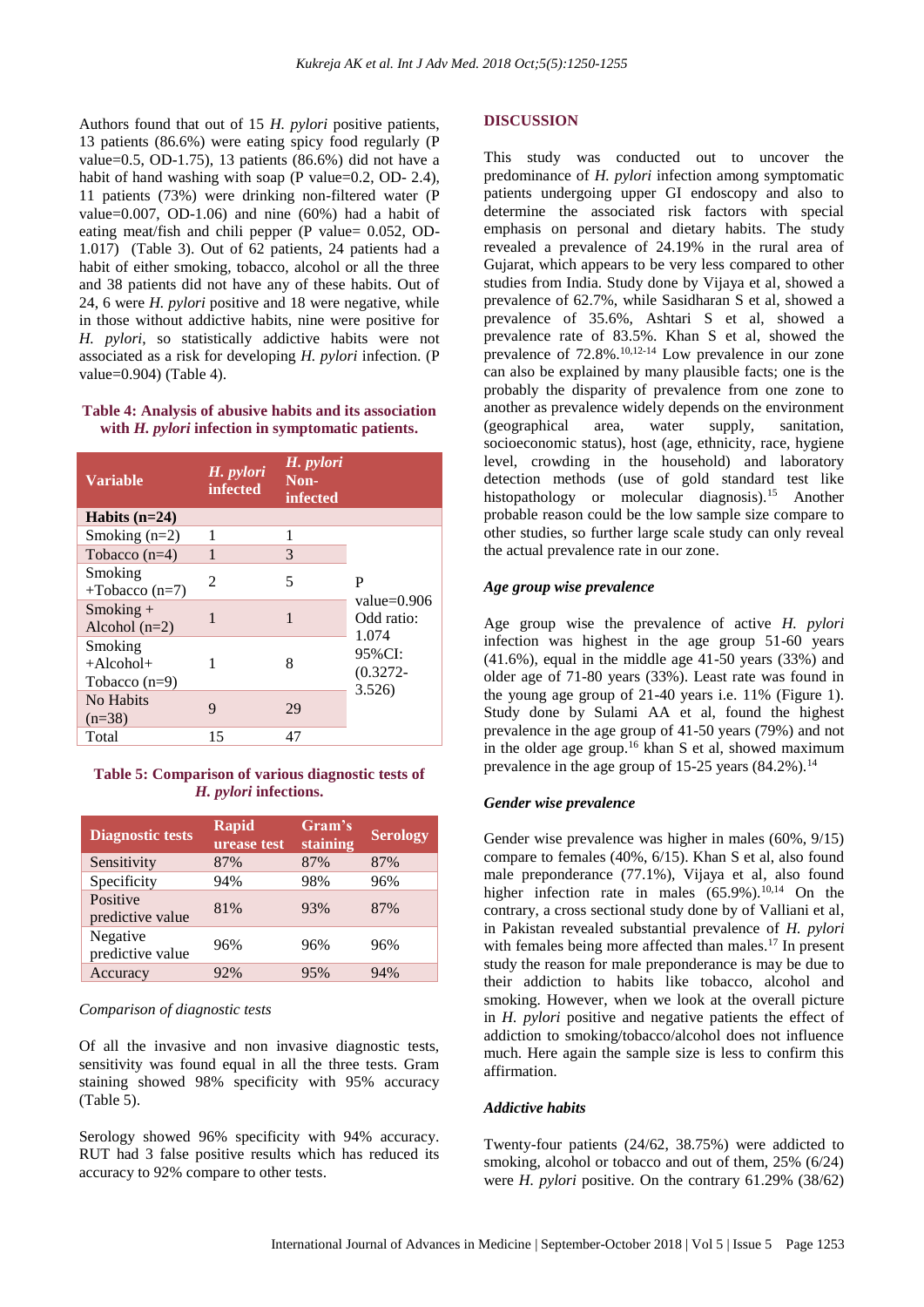Authors found that out of 15 *H. pylori* positive patients, 13 patients (86.6%) were eating spicy food regularly (P value=0.5, OD-1.75), 13 patients (86.6%) did not have a habit of hand washing with soap (P value=0.2, OD- 2.4), 11 patients (73%) were drinking non-filtered water (P value=0.007, OD-1.06) and nine (60%) had a habit of eating meat/fish and chili pepper (P value= 0.052, OD-1.017) (Table 3). Out of 62 patients, 24 patients had a habit of either smoking, tobacco, alcohol or all the three and 38 patients did not have any of these habits. Out of 24, 6 were *H. pylori* positive and 18 were negative, while in those without addictive habits, nine were positive for *H. pylori*, so statistically addictive habits were not associated as a risk for developing *H. pylori* infection. (P value=0.904) (Table 4).

**Table 4: Analysis of abusive habits and its association with *H. pylori* infection in symptomatic patients.**

| Variable | *H. pylori* infected | *H. pylori* Non-infected | |
|---|---|---|---|
| **Habits (n=24)** | | | |
| Smoking (n=2) | 1 | 1 | P value=0.906 Odd ratio: 1.074 95%CI: (0.3272-3.526) |
| Tobacco (n=4) | 1 | 3 | |
| Smoking +Tobacco (n=7) | 2 | 5 | |
| Smoking + Alcohol (n=2) | 1 | 1 | |
| Smoking +Alcohol+ Tobacco (n=9) | 1 | 8 | |
| No Habits (n=38) | 9 | 29 | |
| Total | 15 | 47 | |

**Table 5: Comparison of various diagnostic tests of *H. pylori* infections.**

| Diagnostic tests | Rapid urease test | Gram's staining | Serology |
|---|---|---|---|
| Sensitivity | 87% | 87% | 87% |
| Specificity | 94% | 98% | 96% |
| Positive predictive value | 81% | 93% | 87% |
| Negative predictive value | 96% | 96% | 96% |
| Accuracy | 92% | 95% | 94% |

*Comparison of diagnostic tests*

Of all the invasive and non invasive diagnostic tests, sensitivity was found equal in all the three tests. Gram staining showed 98% specificity with 95% accuracy (Table 5).

Serology showed 96% specificity with 94% accuracy. RUT had 3 false positive results which has reduced its accuracy to 92% compare to other tests.

## DISCUSSION

This study was conducted out to uncover the predominance of *H. pylori* infection among symptomatic patients undergoing upper GI endoscopy and also to determine the associated risk factors with special emphasis on personal and dietary habits. The study revealed a prevalence of 24.19% in the rural area of Gujarat, which appears to be very less compared to other studies from India. Study done by Vijaya et al, showed a prevalence of 62.7%, while Sasidharan S et al, showed a prevalence of 35.6%, Ashtari S et al, showed a prevalence rate of 83.5%. Khan S et al, showed the prevalence of 72.8%.[10,12-14] Low prevalence in our zone can also be explained by many plausible facts; one is the probably the disparity of prevalence from one zone to another as prevalence widely depends on the environment (geographical area, water supply, sanitation, socioeconomic status), host (age, ethnicity, race, hygiene level, crowding in the household) and laboratory detection methods (use of gold standard test like histopathology or molecular diagnosis).[15] Another probable reason could be the low sample size compare to other studies, so further large scale study can only reveal the actual prevalence rate in our zone.

### *Age group wise prevalence*

Age group wise the prevalence of active *H. pylori* infection was highest in the age group 51-60 years (41.6%), equal in the middle age 41-50 years (33%) and older age of 71-80 years (33%). Least rate was found in the young age group of 21-40 years i.e. 11% (Figure 1). Study done by Sulami AA et al, found the highest prevalence in the age group of 41-50 years (79%) and not in the older age group.[16] khan S et al, showed maximum prevalence in the age group of 15-25 years (84.2%).[14]

### *Gender wise prevalence*

Gender wise prevalence was higher in males (60%, 9/15) compare to females (40%, 6/15). Khan S et al, also found male preponderance (77.1%), Vijaya et al, also found higher infection rate in males (65.9%).[10,14] On the contrary, a cross sectional study done by of Valliani et al, in Pakistan revealed substantial prevalence of *H. pylori* with females being more affected than males.[17] In present study the reason for male preponderance is may be due to their addiction to habits like tobacco, alcohol and smoking. However, when we look at the overall picture in *H. pylori* positive and negative patients the effect of addiction to smoking/tobacco/alcohol does not influence much. Here again the sample size is less to confirm this affirmation.

### *Addictive habits*

Twenty-four patients (24/62, 38.75%) were addicted to smoking, alcohol or tobacco and out of them, 25% (6/24) were *H. pylori* positive. On the contrary 61.29% (38/62)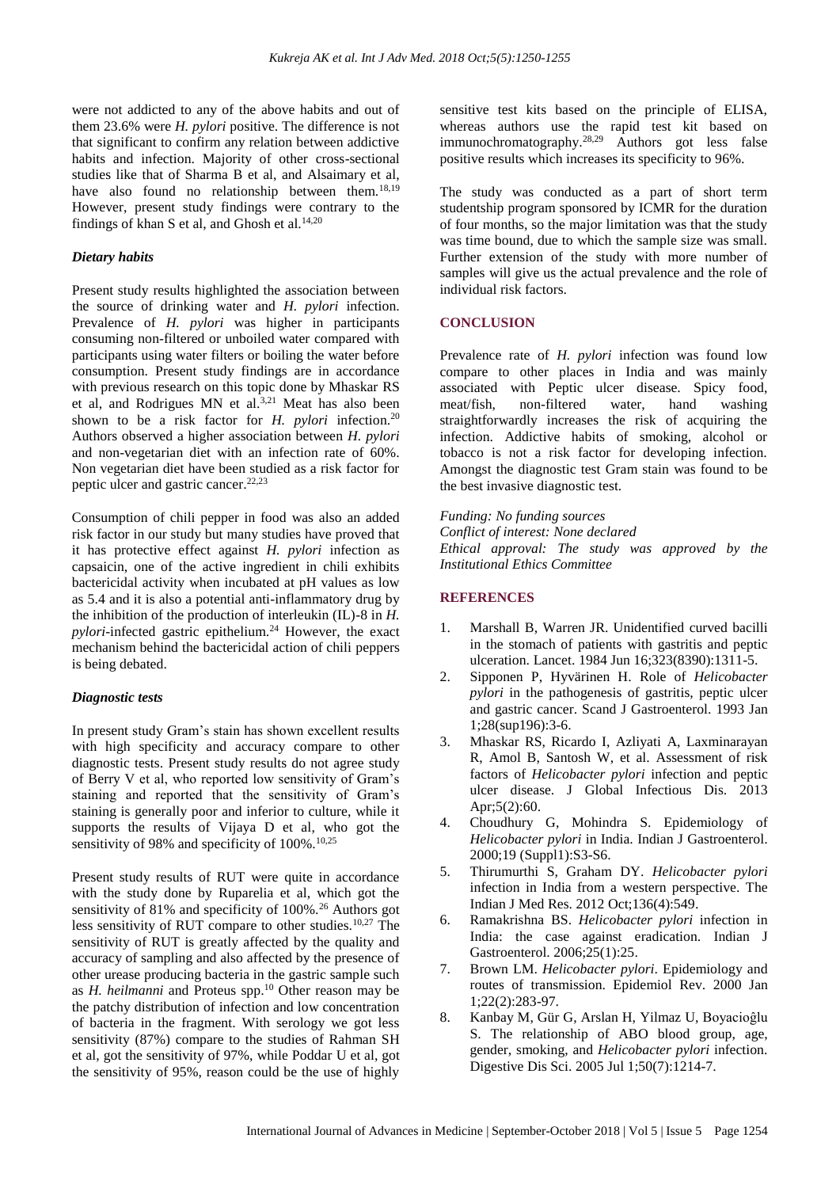were not addicted to any of the above habits and out of them 23.6% were *H. pylori* positive. The difference is not that significant to confirm any relation between addictive habits and infection. Majority of other cross-sectional studies like that of Sharma B et al, and Alsaimary et al, have also found no relationship between them.[18,19] However, present study findings were contrary to the findings of khan S et al, and Ghosh et al.[14,20]

### *Dietary habits*

Present study results highlighted the association between the source of drinking water and *H. pylori* infection. Prevalence of *H. pylori* was higher in participants consuming non-filtered or unboiled water compared with participants using water filters or boiling the water before consumption. Present study findings are in accordance with previous research on this topic done by Mhaskar RS et al, and Rodrigues MN et al.[3,21] Meat has also been shown to be a risk factor for *H. pylori* infection.[20] Authors observed a higher association between *H. pylori* and non-vegetarian diet with an infection rate of 60%. Non vegetarian diet have been studied as a risk factor for peptic ulcer and gastric cancer.[22,23]

Consumption of chili pepper in food was also an added risk factor in our study but many studies have proved that it has protective effect against *H. pylori* infection as capsaicin, one of the active ingredient in chili exhibits bactericidal activity when incubated at pH values as low as 5.4 and it is also a potential anti-inflammatory drug by the inhibition of the production of interleukin (IL)-8 in *H. pylori*-infected gastric epithelium.[24] However, the exact mechanism behind the bactericidal action of chili peppers is being debated.

### *Diagnostic tests*

In present study Gram's stain has shown excellent results with high specificity and accuracy compare to other diagnostic tests. Present study results do not agree study of Berry V et al, who reported low sensitivity of Gram's staining and reported that the sensitivity of Gram's staining is generally poor and inferior to culture, while it supports the results of Vijaya D et al, who got the sensitivity of 98% and specificity of 100%.[10,25]

Present study results of RUT were quite in accordance with the study done by Ruparelia et al, which got the sensitivity of 81% and specificity of 100%.[26] Authors got less sensitivity of RUT compare to other studies.[10,27] The sensitivity of RUT is greatly affected by the quality and accuracy of sampling and also affected by the presence of other urease producing bacteria in the gastric sample such as *H. heilmanni* and Proteus spp.[10] Other reason may be the patchy distribution of infection and low concentration of bacteria in the fragment. With serology we got less sensitivity (87%) compare to the studies of Rahman SH et al, got the sensitivity of 97%, while Poddar U et al, got the sensitivity of 95%, reason could be the use of highly sensitive test kits based on the principle of ELISA, whereas authors use the rapid test kit based on immunochromatography.[28,29] Authors got less false positive results which increases its specificity to 96%.

The study was conducted as a part of short term studentship program sponsored by ICMR for the duration of four months, so the major limitation was that the study was time bound, due to which the sample size was small. Further extension of the study with more number of samples will give us the actual prevalence and the role of individual risk factors.

## CONCLUSION

Prevalence rate of *H. pylori* infection was found low compare to other places in India and was mainly associated with Peptic ulcer disease. Spicy food, meat/fish, non-filtered water, hand washing straightforwardly increases the risk of acquiring the infection. Addictive habits of smoking, alcohol or tobacco is not a risk factor for developing infection. Amongst the diagnostic test Gram stain was found to be the best invasive diagnostic test.

*Funding: No funding sources*
*Conflict of interest: None declared*
*Ethical approval: The study was approved by the Institutional Ethics Committee*

## REFERENCES

1. Marshall B, Warren JR. Unidentified curved bacilli in the stomach of patients with gastritis and peptic ulceration. Lancet. 1984 Jun 16;323(8390):1311-5.
2. Sipponen P, Hyvärinen H. Role of *Helicobacter pylori* in the pathogenesis of gastritis, peptic ulcer and gastric cancer. Scand J Gastroenterol. 1993 Jan 1;28(sup196):3-6.
3. Mhaskar RS, Ricardo I, Azliyati A, Laxminarayan R, Amol B, Santosh W, et al. Assessment of risk factors of *Helicobacter pylori* infection and peptic ulcer disease. J Global Infectious Dis. 2013 Apr;5(2):60.
4. Choudhury G, Mohindra S. Epidemiology of *Helicobacter pylori* in India. Indian J Gastroenterol. 2000;19 (Suppl1):S3-S6.
5. Thirumurthi S, Graham DY. *Helicobacter pylori* infection in India from a western perspective. The Indian J Med Res. 2012 Oct;136(4):549.
6. Ramakrishna BS. *Helicobacter pylori* infection in India: the case against eradication. Indian J Gastroenterol. 2006;25(1):25.
7. Brown LM. *Helicobacter pylori*. Epidemiology and routes of transmission. Epidemiol Rev. 2000 Jan 1;22(2):283-97.
8. Kanbay M, Gür G, Arslan H, Yilmaz U, Boyacioğlu S. The relationship of ABO blood group, age, gender, smoking, and *Helicobacter pylori* infection. Digestive Dis Sci. 2005 Jul 1;50(7):1214-7.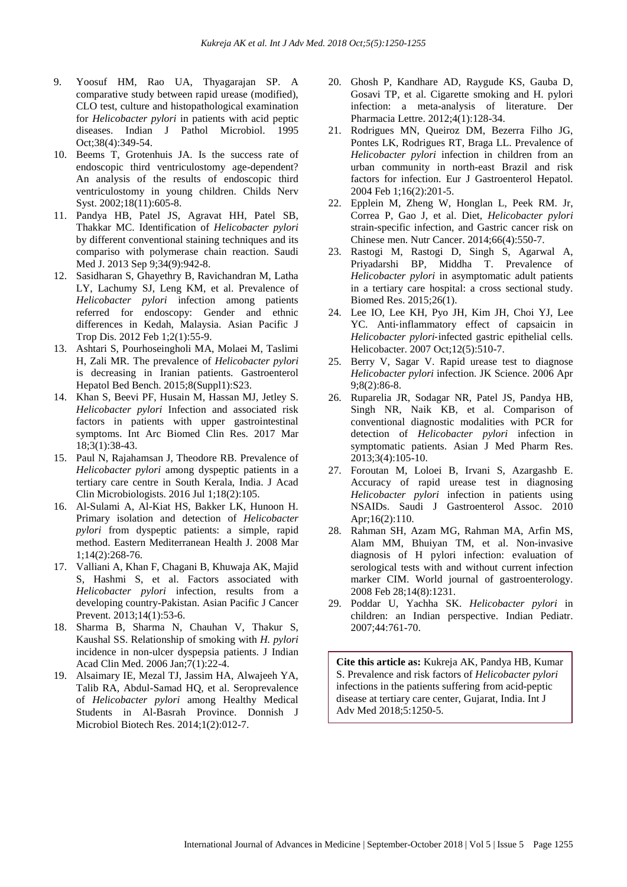9. Yoosuf HM, Rao UA, Thyagarajan SP. A comparative study between rapid urease (modified), CLO test, culture and histopathological examination for *Helicobacter pylori* in patients with acid peptic diseases. Indian J Pathol Microbiol. 1995 Oct;38(4):349-54.
10. Beems T, Grotenhuis JA. Is the success rate of endoscopic third ventriculostomy age-dependent? An analysis of the results of endoscopic third ventriculostomy in young children. Childs Nerv Syst. 2002;18(11):605-8.
11. Pandya HB, Patel JS, Agravat HH, Patel SB, Thakkar MC. Identification of *Helicobacter pylori* by different conventional staining techniques and its compariso with polymerase chain reaction. Saudi Med J. 2013 Sep 9;34(9):942-8.
12. Sasidharan S, Ghayethry B, Ravichandran M, Latha LY, Lachumy SJ, Leng KM, et al. Prevalence of *Helicobacter pylori* infection among patients referred for endoscopy: Gender and ethnic differences in Kedah, Malaysia. Asian Pacific J Trop Dis. 2012 Feb 1;2(1):55-9.
13. Ashtari S, Pourhoseingholi MA, Molaei M, Taslimi H, Zali MR. The prevalence of *Helicobacter pylori* is decreasing in Iranian patients. Gastroenterol Hepatol Bed Bench. 2015;8(Suppl1):S23.
14. Khan S, Beevi PF, Husain M, Hassan MJ, Jetley S. *Helicobacter pylori* Infection and associated risk factors in patients with upper gastrointestinal symptoms. Int Arc Biomed Clin Res. 2017 Mar 18;3(1):38-43.
15. Paul N, Rajahamsan J, Theodore RB. Prevalence of *Helicobacter pylori* among dyspeptic patients in a tertiary care centre in South Kerala, India. J Acad Clin Microbiologists. 2016 Jul 1;18(2):105.
16. Al-Sulami A, Al-Kiat HS, Bakker LK, Hunoon H. Primary isolation and detection of *Helicobacter pylori* from dyspeptic patients: a simple, rapid method. Eastern Mediterranean Health J. 2008 Mar 1;14(2):268-76.
17. Valliani A, Khan F, Chagani B, Khuwaja AK, Majid S, Hashmi S, et al. Factors associated with *Helicobacter pylori* infection, results from a developing country-Pakistan. Asian Pacific J Cancer Prevent. 2013;14(1):53-6.
18. Sharma B, Sharma N, Chauhan V, Thakur S, Kaushal SS. Relationship of smoking with *H. pylori* incidence in non-ulcer dyspepsia patients. J Indian Acad Clin Med. 2006 Jan;7(1):22-4.
19. Alsaimary IE, Mezal TJ, Jassim HA, Alwajeeh YA, Talib RA, Abdul-Samad HQ, et al. Seroprevalence of *Helicobacter pylori* among Healthy Medical Students in Al-Basrah Province. Donnish J Microbiol Biotech Res. 2014;1(2):012-7.
20. Ghosh P, Kandhare AD, Raygude KS, Gauba D, Gosavi TP, et al. Cigarette smoking and H. pylori infection: a meta-analysis of literature. Der Pharmacia Lettre. 2012;4(1):128-34.
21. Rodrigues MN, Queiroz DM, Bezerra Filho JG, Pontes LK, Rodrigues RT, Braga LL. Prevalence of *Helicobacter pylori* infection in children from an urban community in north-east Brazil and risk factors for infection. Eur J Gastroenterol Hepatol. 2004 Feb 1;16(2):201-5.
22. Epplein M, Zheng W, Honglan L, Peek RM. Jr, Correa P, Gao J, et al. Diet, *Helicobacter pylori* strain-specific infection, and Gastric cancer risk on Chinese men. Nutr Cancer. 2014;66(4):550-7.
23. Rastogi M, Rastogi D, Singh S, Agarwal A, Priyadarshi BP, Middha T. Prevalence of *Helicobacter pylori* in asymptomatic adult patients in a tertiary care hospital: a cross sectional study. Biomed Res. 2015;26(1).
24. Lee IO, Lee KH, Pyo JH, Kim JH, Choi YJ, Lee YC. Anti-inflammatory effect of capsaicin in *Helicobacter pylori*-infected gastric epithelial cells. Helicobacter. 2007 Oct;12(5):510-7.
25. Berry V, Sagar V. Rapid urease test to diagnose *Helicobacter pylori* infection. JK Science. 2006 Apr 9;8(2):86-8.
26. Ruparelia JR, Sodagar NR, Patel JS, Pandya HB, Singh NR, Naik KB, et al. Comparison of conventional diagnostic modalities with PCR for detection of *Helicobacter pylori* infection in symptomatic patients. Asian J Med Pharm Res. 2013;3(4):105-10.
27. Foroutan M, Loloei B, Irvani S, Azargashb E. Accuracy of rapid urease test in diagnosing *Helicobacter pylori* infection in patients using NSAIDs. Saudi J Gastroenterol Assoc. 2010 Apr;16(2):110.
28. Rahman SH, Azam MG, Rahman MA, Arfin MS, Alam MM, Bhuiyan TM, et al. Non-invasive diagnosis of H pylori infection: evaluation of serological tests with and without current infection marker CIM. World journal of gastroenterology. 2008 Feb 28;14(8):1231.
29. Poddar U, Yachha SK. *Helicobacter pylori* in children: an Indian perspective. Indian Pediatr. 2007;44:761-70.

**Cite this article as:** Kukreja AK, Pandya HB, Kumar S. Prevalence and risk factors of *Helicobacter pylori* infections in the patients suffering from acid-peptic disease at tertiary care center, Gujarat, India. Int J Adv Med 2018;5:1250-5.